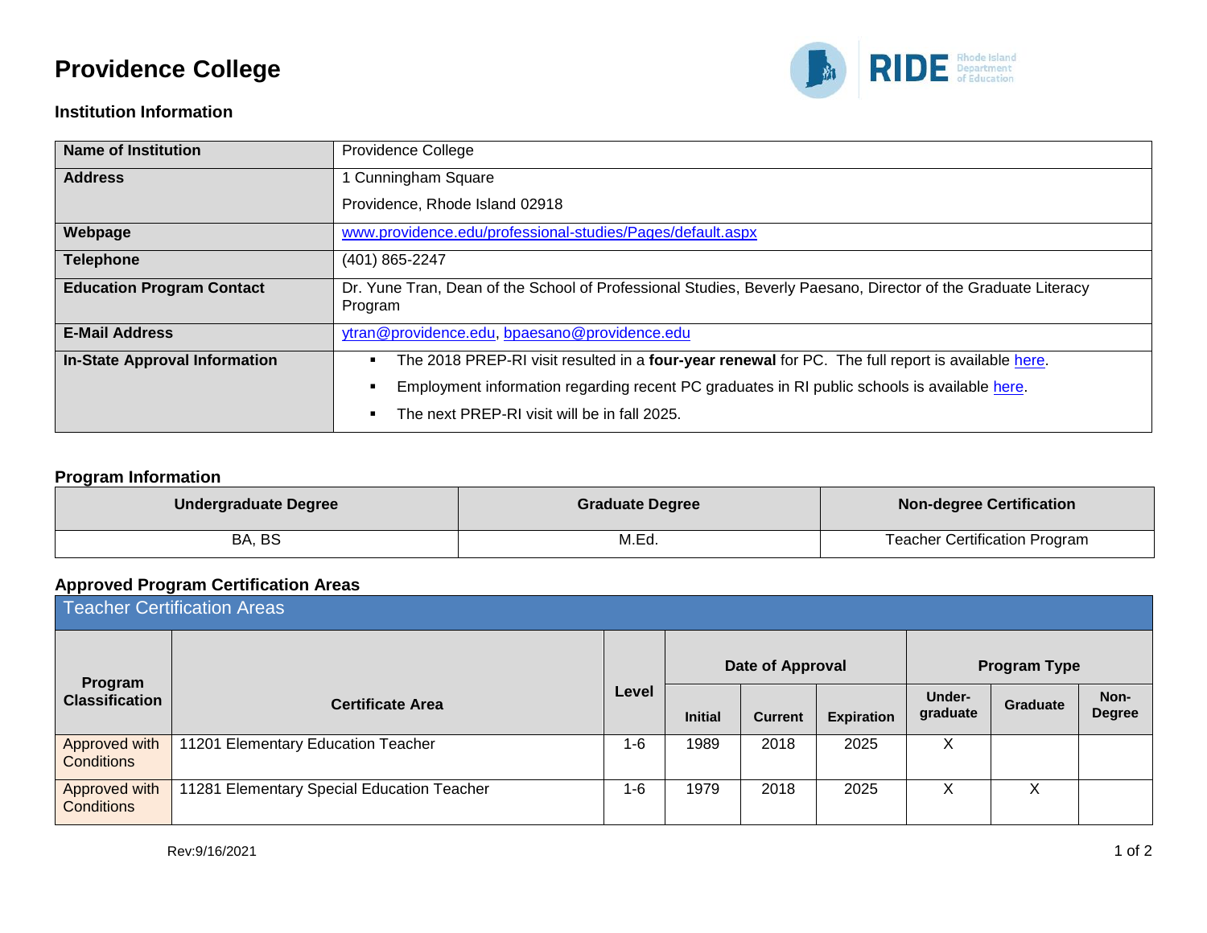# Providence College

### Institution Information

| | |
|---|---|
| **Name of Institution** | Providence College |
| **Address** | 1 Cunningham Square<br>Providence, Rhode Island 02918 |
| **Webpage** | www.providence.edu/professional-studies/Pages/default.aspx |
| **Telephone** | (401) 865-2247 |
| **Education Program Contact** | Dr. Yune Tran, Dean of the School of Professional Studies, Beverly Paesano, Director of the Graduate Literacy Program |
| **E-Mail Address** | ytran@providence.edu, bpaesano@providence.edu |
| **In-State Approval Information** | ▪ The 2018 PREP-RI visit resulted in a **four-year renewal** for PC. The full report is available here.<br>▪ Employment information regarding recent PC graduates in RI public schools is available here.<br>▪ The next PREP-RI visit will be in fall 2025. |

### Program Information

| Undergraduate Degree | Graduate Degree | Non-degree Certification |
|---|---|---|
| BA, BS | M.Ed. | Teacher Certification Program |

### Approved Program Certification Areas

**Teacher Certification Areas**

| Program Classification | Certificate Area | Level | Date of Approval | | | Program Type | | |
|---|---|---|---|---|---|---|---|---|
| | | | Initial | Current | Expiration | Under-graduate | Graduate | Non-Degree |
| Approved with Conditions | 11201 Elementary Education Teacher | 1-6 | 1989 | 2018 | 2025 | X | | |
| Approved with Conditions | 11281 Elementary Special Education Teacher | 1-6 | 1979 | 2018 | 2025 | X | X | |

Rev:9/16/2021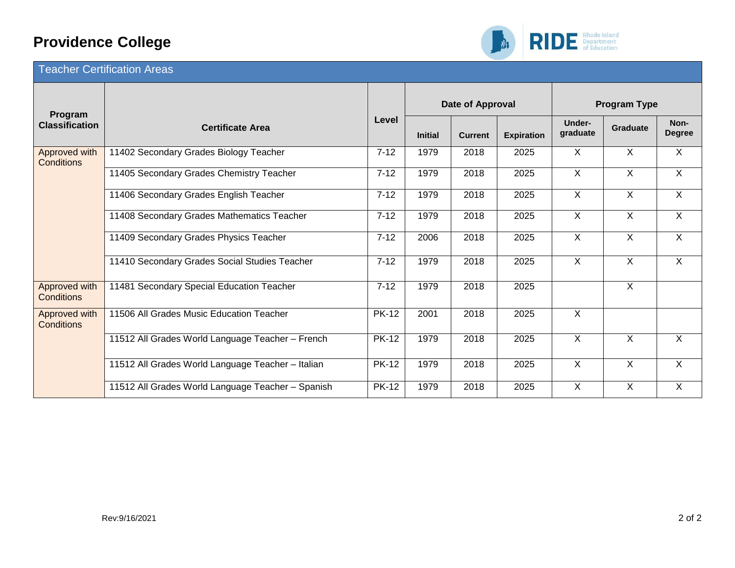# Providence College

## Teacher Certification Areas

| Program Classification | Certificate Area | Level | Date of Approval | | | Program Type | | |
|---|---|---|---|---|---|---|---|---|
| | | | Initial | Current | Expiration | Under-graduate | Graduate | Non-Degree |
| Approved with Conditions | 11402 Secondary Grades Biology Teacher | 7-12 | 1979 | 2018 | 2025 | X | X | X |
| | 11405 Secondary Grades Chemistry Teacher | 7-12 | 1979 | 2018 | 2025 | X | X | X |
| | 11406 Secondary Grades English Teacher | 7-12 | 1979 | 2018 | 2025 | X | X | X |
| | 11408 Secondary Grades Mathematics Teacher | 7-12 | 1979 | 2018 | 2025 | X | X | X |
| | 11409 Secondary Grades Physics Teacher | 7-12 | 2006 | 2018 | 2025 | X | X | X |
| | 11410 Secondary Grades Social Studies Teacher | 7-12 | 1979 | 2018 | 2025 | X | X | X |
| Approved with Conditions | 11481 Secondary Special Education Teacher | 7-12 | 1979 | 2018 | 2025 | | X | |
| Approved with Conditions | 11506 All Grades Music Education Teacher | PK-12 | 2001 | 2018 | 2025 | X | | |
| | 11512 All Grades World Language Teacher – French | PK-12 | 1979 | 2018 | 2025 | X | X | X |
| | 11512 All Grades World Language Teacher – Italian | PK-12 | 1979 | 2018 | 2025 | X | X | X |
| | 11512 All Grades World Language Teacher – Spanish | PK-12 | 1979 | 2018 | 2025 | X | X | X |

Rev:9/16/2021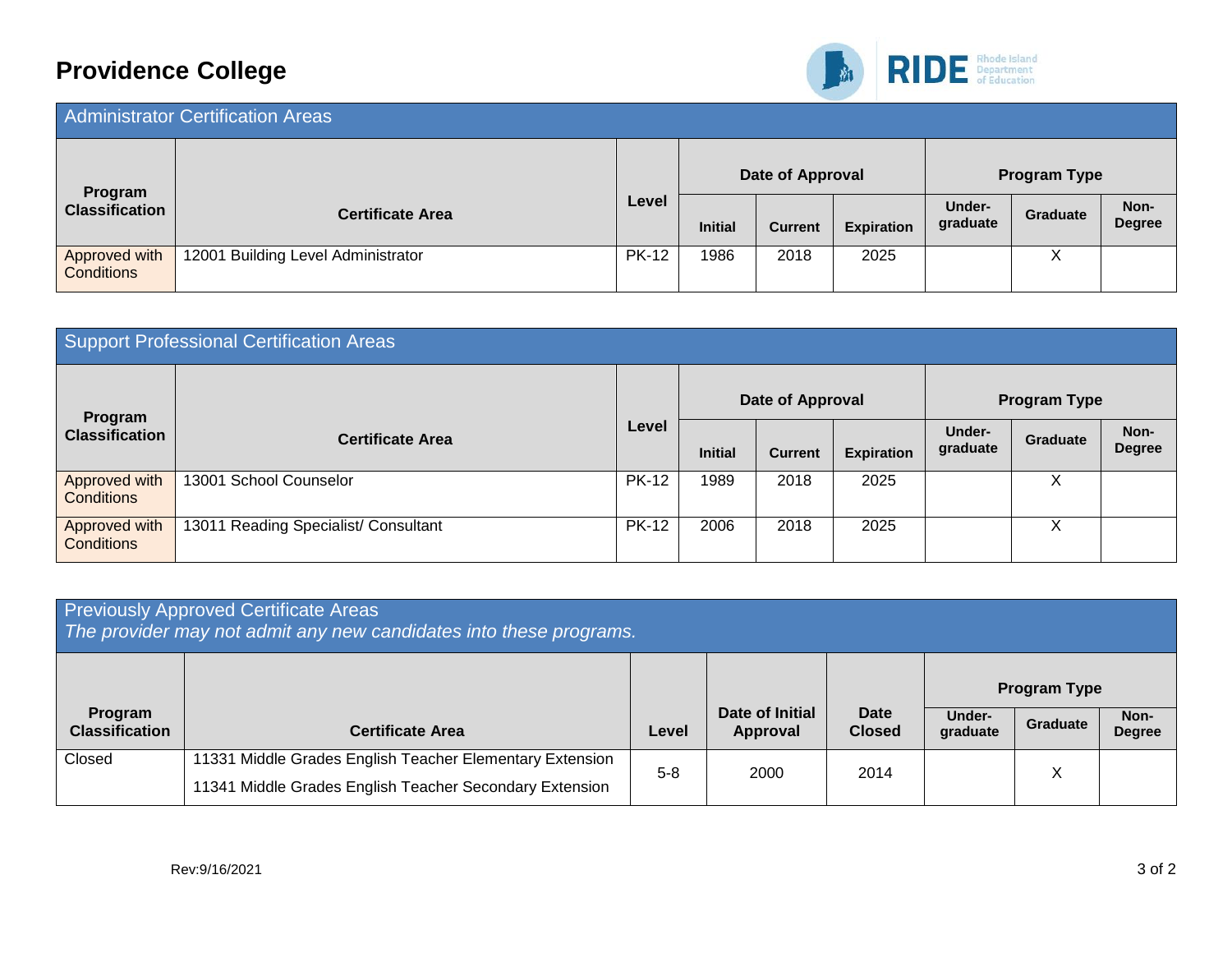# Providence College

## Administrator Certification Areas

| Program Classification | Certificate Area | Level | Date of Approval | | | Program Type | | |
|---|---|---|---|---|---|---|---|---|
| | | | Initial | Current | Expiration | Under-graduate | Graduate | Non-Degree |
| Approved with Conditions | 12001 Building Level Administrator | PK-12 | 1986 | 2018 | 2025 | | X | |

## Support Professional Certification Areas

| Program Classification | Certificate Area | Level | Date of Approval | | | Program Type | | |
|---|---|---|---|---|---|---|---|---|
| | | | Initial | Current | Expiration | Under-graduate | Graduate | Non-Degree |
| Approved with Conditions | 13001 School Counselor | PK-12 | 1989 | 2018 | 2025 | | X | |
| Approved with Conditions | 13011 Reading Specialist/ Consultant | PK-12 | 2006 | 2018 | 2025 | | X | |

## Previously Approved Certificate Areas

*The provider may not admit any new candidates into these programs.*

| Program Classification | Certificate Area | Level | Date of Initial Approval | Date Closed | Program Type | | |
|---|---|---|---|---|---|---|---|
| | | | | | Under-graduate | Graduate | Non-Degree |
| Closed | 11331 Middle Grades English Teacher Elementary Extension<br>11341 Middle Grades English Teacher Secondary Extension | 5-8 | 2000 | 2014 | | X | |

Rev:9/16/2021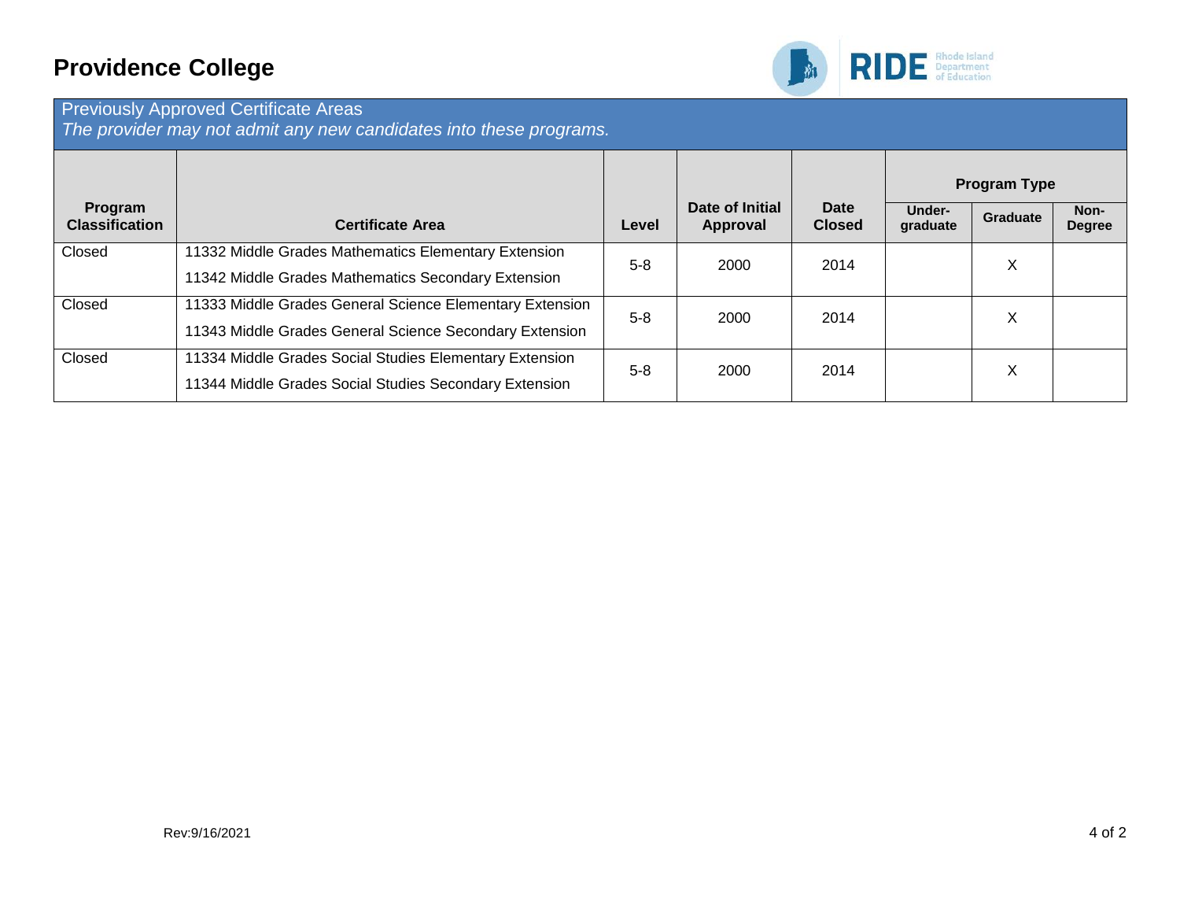# Providence College

Previously Approved Certificate Areas
*The provider may not admit any new candidates into these programs.*

| Program Classification | Certificate Area | Level | Date of Initial Approval | Date Closed | Program Type | | |
|---|---|---|---|---|---|---|---|
| | | | | | Under-graduate | Graduate | Non-Degree |
| Closed | 11332 Middle Grades Mathematics Elementary Extension<br>11342 Middle Grades Mathematics Secondary Extension | 5-8 | 2000 | 2014 | | X | |
| Closed | 11333 Middle Grades General Science Elementary Extension<br>11343 Middle Grades General Science Secondary Extension | 5-8 | 2000 | 2014 | | X | |
| Closed | 11334 Middle Grades Social Studies Elementary Extension<br>11344 Middle Grades Social Studies Secondary Extension | 5-8 | 2000 | 2014 | | X | |

Rev:9/16/2021